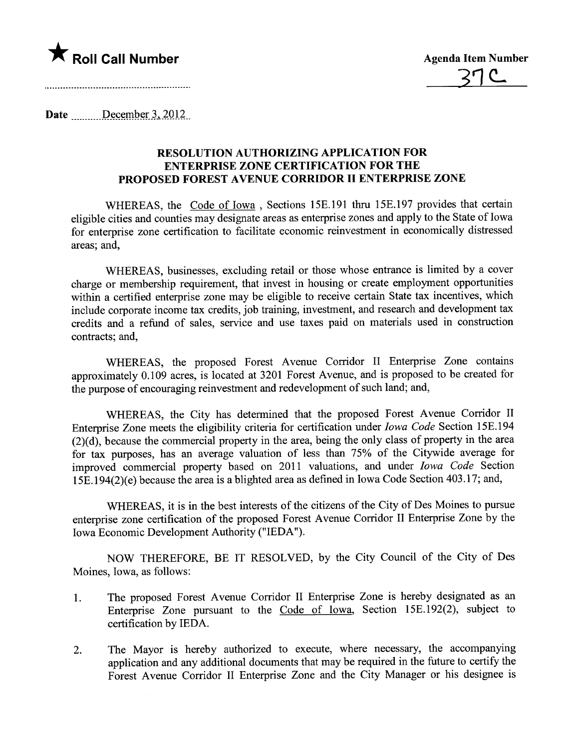★ **Roll Call Number**

**Agenda Item Number**
37C

**Date** December 3, 2012

## RESOLUTION AUTHORIZING APPLICATION FOR ENTERPRISE ZONE CERTIFICATION FOR THE PROPOSED FOREST AVENUE CORRIDOR II ENTERPRISE ZONE

WHEREAS, the Code of Iowa , Sections 15E.191 thru 15E.197 provides that certain eligible cities and counties may designate areas as enterprise zones and apply to the State of Iowa for enterprise zone certification to facilitate economic reinvestment in economically distressed areas; and,

WHEREAS, businesses, excluding retail or those whose entrance is limited by a cover charge or membership requirement, that invest in housing or create employment opportunities within a certified enterprise zone may be eligible to receive certain State tax incentives, which include corporate income tax credits, job training, investment, and research and development tax credits and a refund of sales, service and use taxes paid on materials used in construction contracts; and,

WHEREAS, the proposed Forest Avenue Corridor II Enterprise Zone contains approximately 0.109 acres, is located at 3201 Forest Avenue, and is proposed to be created for the purpose of encouraging reinvestment and redevelopment of such land; and,

WHEREAS, the City has determined that the proposed Forest Avenue Corridor II Enterprise Zone meets the eligibility criteria for certification under *Iowa Code* Section 15E.194 (2)(d), because the commercial property in the area, being the only class of property in the area for tax purposes, has an average valuation of less than 75% of the Citywide average for improved commercial property based on 2011 valuations, and under *Iowa Code* Section 15E.194(2)(e) because the area is a blighted area as defined in Iowa Code Section 403.17; and,

WHEREAS, it is in the best interests of the citizens of the City of Des Moines to pursue enterprise zone certification of the proposed Forest Avenue Corridor II Enterprise Zone by the Iowa Economic Development Authority ("IEDA").

NOW THEREFORE, BE IT RESOLVED, by the City Council of the City of Des Moines, Iowa, as follows:

1. The proposed Forest Avenue Corridor II Enterprise Zone is hereby designated as an Enterprise Zone pursuant to the Code of Iowa, Section 15E.192(2), subject to certification by IEDA.

2. The Mayor is hereby authorized to execute, where necessary, the accompanying application and any additional documents that may be required in the future to certify the Forest Avenue Corridor II Enterprise Zone and the City Manager or his designee is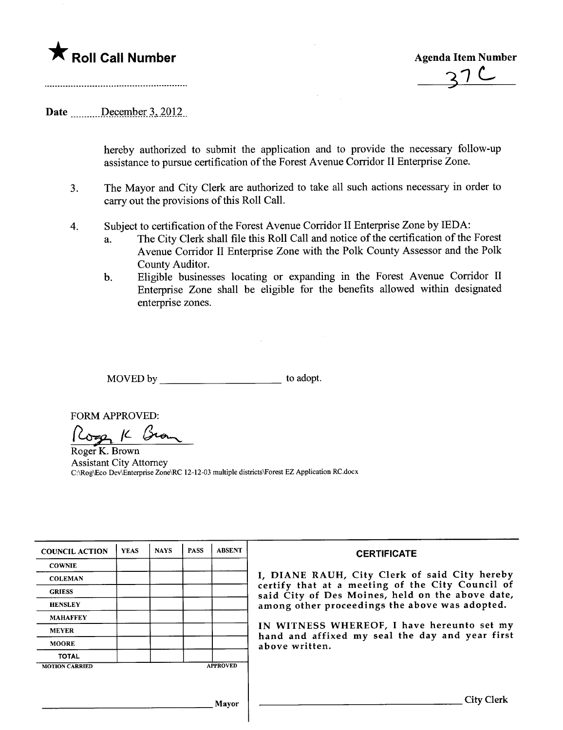★ **Roll Call Number**

**Agenda Item Number**
37C

Date December 3, 2012

hereby authorized to submit the application and to provide the necessary follow-up assistance to pursue certification of the Forest Avenue Corridor II Enterprise Zone.

3. The Mayor and City Clerk are authorized to take all such actions necessary in order to carry out the provisions of this Roll Call.

4. Subject to certification of the Forest Avenue Corridor II Enterprise Zone by IEDA:
   a. The City Clerk shall file this Roll Call and notice of the certification of the Forest Avenue Corridor II Enterprise Zone with the Polk County Assessor and the Polk County Auditor.
   b. Eligible businesses locating or expanding in the Forest Avenue Corridor II Enterprise Zone shall be eligible for the benefits allowed within designated enterprise zones.

MOVED by ______________________ to adopt.

FORM APPROVED:

Roger K. Brown
Roger K. Brown
Assistant City Attorney
C:\Rog\Eco Dev\Enterprise Zone\RC 12-12-03 multiple districts\Forest EZ Application RC.docx

| COUNCIL ACTION | YEAS | NAYS | PASS | ABSENT |
|---|---|---|---|---|
| COWNIE | | | | |
| COLEMAN | | | | |
| GRIESS | | | | |
| HENSLEY | | | | |
| MAHAFFEY | | | | |
| MEYER | | | | |
| MOORE | | | | |
| TOTAL | | | | |

MOTION CARRIED APPROVED

______________________ Mayor

**CERTIFICATE**

I, DIANE RAUH, City Clerk of said City hereby certify that at a meeting of the City Council of said City of Des Moines, held on the above date, among other proceedings the above was adopted.

IN WITNESS WHEREOF, I have hereunto set my hand and affixed my seal the day and year first above written.

______________________ City Clerk